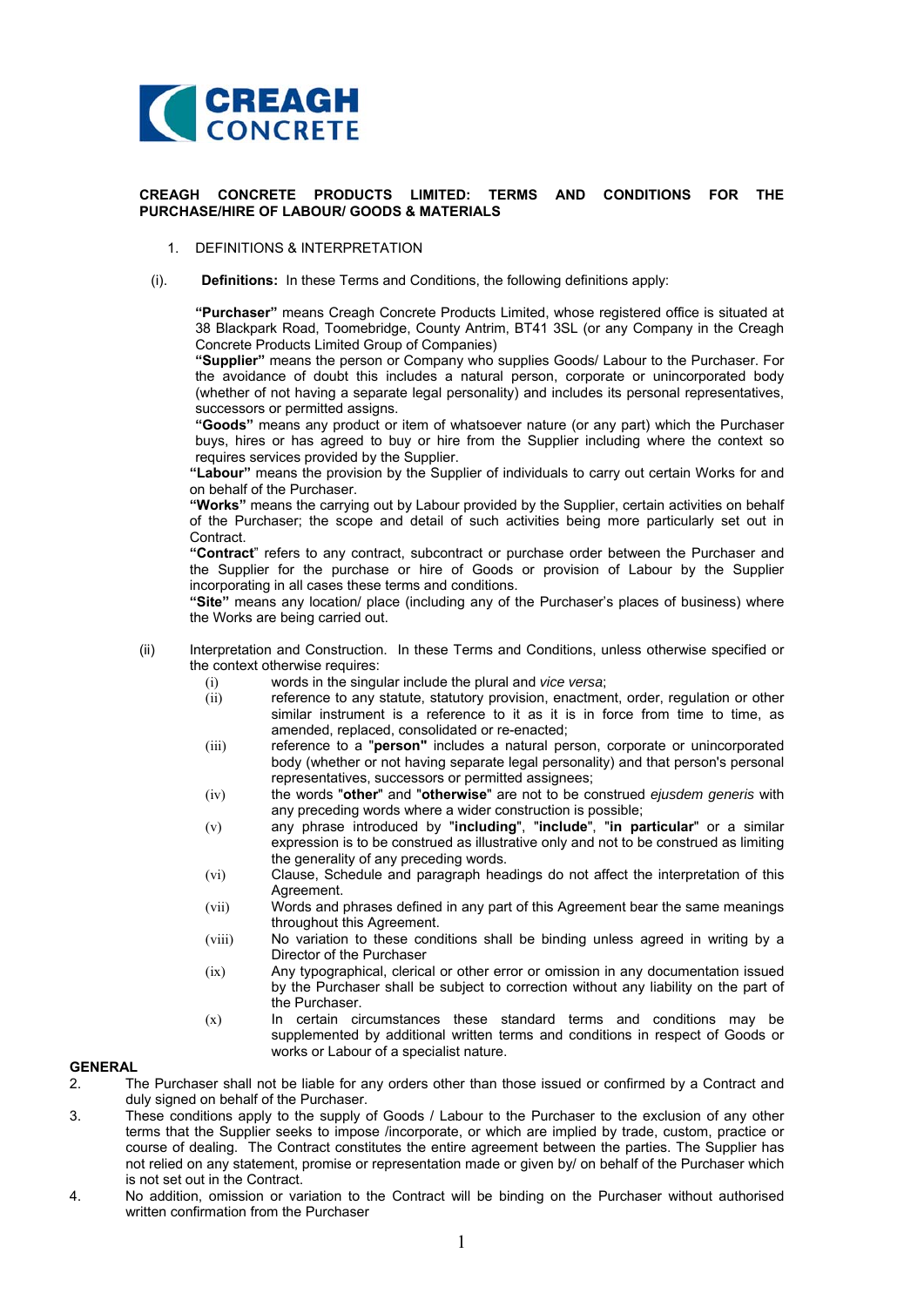CREAGH CONCRETE

**CREAGH CONCRETE PRODUCTS LIMITED: TERMS AND CONDITIONS FOR THE PURCHASE/HIRE OF LABOUR/ GOODS & MATERIALS**

1. DEFINITIONS & INTERPRETATION

(i). **Definitions:** In these Terms and Conditions, the following definitions apply:

**"Purchaser"** means Creagh Concrete Products Limited, whose registered office is situated at 38 Blackpark Road, Toomebridge, County Antrim, BT41 3SL (or any Company in the Creagh Concrete Products Limited Group of Companies)

**"Supplier"** means the person or Company who supplies Goods/ Labour to the Purchaser. For the avoidance of doubt this includes a natural person, corporate or unincorporated body (whether of not having a separate legal personality) and includes its personal representatives, successors or permitted assigns.

**"Goods"** means any product or item of whatsoever nature (or any part) which the Purchaser buys, hires or has agreed to buy or hire from the Supplier including where the context so requires services provided by the Supplier.

**"Labour"** means the provision by the Supplier of individuals to carry out certain Works for and on behalf of the Purchaser.

**"Works"** means the carrying out by Labour provided by the Supplier, certain activities on behalf of the Purchaser; the scope and detail of such activities being more particularly set out in Contract.

**"Contract**" refers to any contract, subcontract or purchase order between the Purchaser and the Supplier for the purchase or hire of Goods or provision of Labour by the Supplier incorporating in all cases these terms and conditions.

**"Site"** means any location/ place (including any of the Purchaser's places of business) where the Works are being carried out.

(ii) Interpretation and Construction. In these Terms and Conditions, unless otherwise specified or the context otherwise requires:

- (i) words in the singular include the plural and *vice versa*;
- (ii) reference to any statute, statutory provision, enactment, order, regulation or other similar instrument is a reference to it as it is in force from time to time, as amended, replaced, consolidated or re-enacted;
- (iii) reference to a "**person"** includes a natural person, corporate or unincorporated body (whether or not having separate legal personality) and that person's personal representatives, successors or permitted assignees;
- (iv) the words "**other**" and "**otherwise**" are not to be construed *ejusdem generis* with any preceding words where a wider construction is possible;
- (v) any phrase introduced by "**including**", "**include**", "**in particular**" or a similar expression is to be construed as illustrative only and not to be construed as limiting the generality of any preceding words.
- (vi) Clause, Schedule and paragraph headings do not affect the interpretation of this Agreement.
- (vii) Words and phrases defined in any part of this Agreement bear the same meanings throughout this Agreement.
- (viii) No variation to these conditions shall be binding unless agreed in writing by a Director of the Purchaser
- (ix) Any typographical, clerical or other error or omission in any documentation issued by the Purchaser shall be subject to correction without any liability on the part of the Purchaser.
- (x) In certain circumstances these standard terms and conditions may be supplemented by additional written terms and conditions in respect of Goods or works or Labour of a specialist nature.

**GENERAL**

2. The Purchaser shall not be liable for any orders other than those issued or confirmed by a Contract and duly signed on behalf of the Purchaser.
3. These conditions apply to the supply of Goods / Labour to the Purchaser to the exclusion of any other terms that the Supplier seeks to impose /incorporate, or which are implied by trade, custom, practice or course of dealing. The Contract constitutes the entire agreement between the parties. The Supplier has not relied on any statement, promise or representation made or given by/ on behalf of the Purchaser which is not set out in the Contract.
4. No addition, omission or variation to the Contract will be binding on the Purchaser without authorised written confirmation from the Purchaser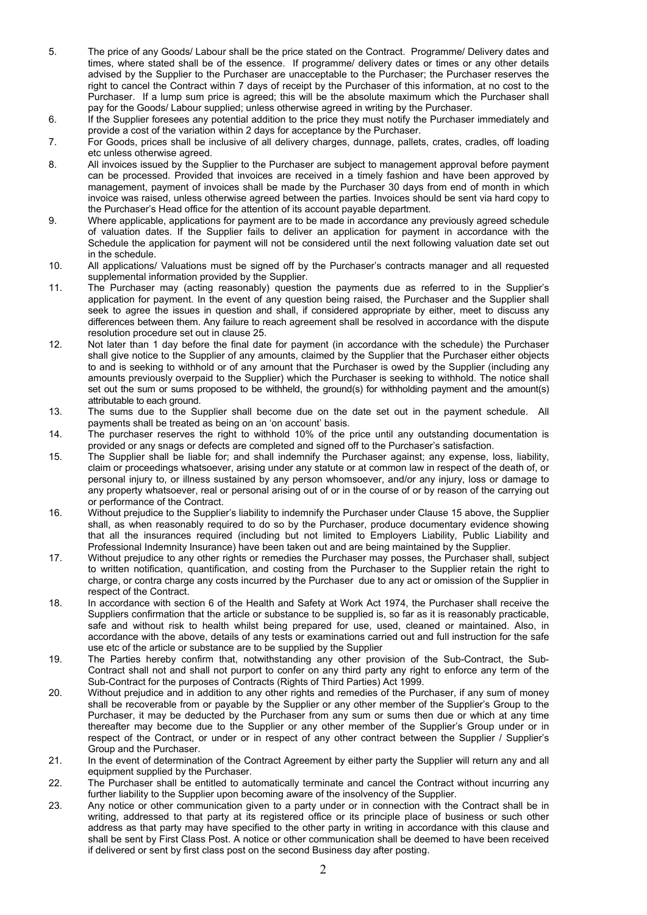5. The price of any Goods/ Labour shall be the price stated on the Contract. Programme/ Delivery dates and times, where stated shall be of the essence. If programme/ delivery dates or times or any other details advised by the Supplier to the Purchaser are unacceptable to the Purchaser; the Purchaser reserves the right to cancel the Contract within 7 days of receipt by the Purchaser of this information, at no cost to the Purchaser. If a lump sum price is agreed; this will be the absolute maximum which the Purchaser shall pay for the Goods/ Labour supplied; unless otherwise agreed in writing by the Purchaser.
6. If the Supplier foresees any potential addition to the price they must notify the Purchaser immediately and provide a cost of the variation within 2 days for acceptance by the Purchaser.
7. For Goods, prices shall be inclusive of all delivery charges, dunnage, pallets, crates, cradles, off loading etc unless otherwise agreed.
8. All invoices issued by the Supplier to the Purchaser are subject to management approval before payment can be processed. Provided that invoices are received in a timely fashion and have been approved by management, payment of invoices shall be made by the Purchaser 30 days from end of month in which invoice was raised, unless otherwise agreed between the parties. Invoices should be sent via hard copy to the Purchaser's Head office for the attention of its account payable department.
9. Where applicable, applications for payment are to be made in accordance any previously agreed schedule of valuation dates. If the Supplier fails to deliver an application for payment in accordance with the Schedule the application for payment will not be considered until the next following valuation date set out in the schedule.
10. All applications/ Valuations must be signed off by the Purchaser's contracts manager and all requested supplemental information provided by the Supplier.
11. The Purchaser may (acting reasonably) question the payments due as referred to in the Supplier's application for payment. In the event of any question being raised, the Purchaser and the Supplier shall seek to agree the issues in question and shall, if considered appropriate by either, meet to discuss any differences between them. Any failure to reach agreement shall be resolved in accordance with the dispute resolution procedure set out in clause 25.
12. Not later than 1 day before the final date for payment (in accordance with the schedule) the Purchaser shall give notice to the Supplier of any amounts, claimed by the Supplier that the Purchaser either objects to and is seeking to withhold or of any amount that the Purchaser is owed by the Supplier (including any amounts previously overpaid to the Supplier) which the Purchaser is seeking to withhold. The notice shall set out the sum or sums proposed to be withheld, the ground(s) for withholding payment and the amount(s) attributable to each ground.
13. The sums due to the Supplier shall become due on the date set out in the payment schedule. All payments shall be treated as being on an 'on account' basis.
14. The purchaser reserves the right to withhold 10% of the price until any outstanding documentation is provided or any snags or defects are completed and signed off to the Purchaser's satisfaction.
15. The Supplier shall be liable for; and shall indemnify the Purchaser against; any expense, loss, liability, claim or proceedings whatsoever, arising under any statute or at common law in respect of the death of, or personal injury to, or illness sustained by any person whomsoever, and/or any injury, loss or damage to any property whatsoever, real or personal arising out of or in the course of or by reason of the carrying out or performance of the Contract.
16. Without prejudice to the Supplier's liability to indemnify the Purchaser under Clause 15 above, the Supplier shall, as when reasonably required to do so by the Purchaser, produce documentary evidence showing that all the insurances required (including but not limited to Employers Liability, Public Liability and Professional Indemnity Insurance) have been taken out and are being maintained by the Supplier.
17. Without prejudice to any other rights or remedies the Purchaser may posses, the Purchaser shall, subject to written notification, quantification, and costing from the Purchaser to the Supplier retain the right to charge, or contra charge any costs incurred by the Purchaser due to any act or omission of the Supplier in respect of the Contract.
18. In accordance with section 6 of the Health and Safety at Work Act 1974, the Purchaser shall receive the Suppliers confirmation that the article or substance to be supplied is, so far as it is reasonably practicable, safe and without risk to health whilst being prepared for use, used, cleaned or maintained. Also, in accordance with the above, details of any tests or examinations carried out and full instruction for the safe use etc of the article or substance are to be supplied by the Supplier
19. The Parties hereby confirm that, notwithstanding any other provision of the Sub-Contract, the Sub-Contract shall not and shall not purport to confer on any third party any right to enforce any term of the Sub-Contract for the purposes of Contracts (Rights of Third Parties) Act 1999.
20. Without prejudice and in addition to any other rights and remedies of the Purchaser, if any sum of money shall be recoverable from or payable by the Supplier or any other member of the Supplier's Group to the Purchaser, it may be deducted by the Purchaser from any sum or sums then due or which at any time thereafter may become due to the Supplier or any other member of the Supplier's Group under or in respect of the Contract, or under or in respect of any other contract between the Supplier / Supplier's Group and the Purchaser.
21. In the event of determination of the Contract Agreement by either party the Supplier will return any and all equipment supplied by the Purchaser.
22. The Purchaser shall be entitled to automatically terminate and cancel the Contract without incurring any further liability to the Supplier upon becoming aware of the insolvency of the Supplier.
23. Any notice or other communication given to a party under or in connection with the Contract shall be in writing, addressed to that party at its registered office or its principle place of business or such other address as that party may have specified to the other party in writing in accordance with this clause and shall be sent by First Class Post. A notice or other communication shall be deemed to have been received if delivered or sent by first class post on the second Business day after posting.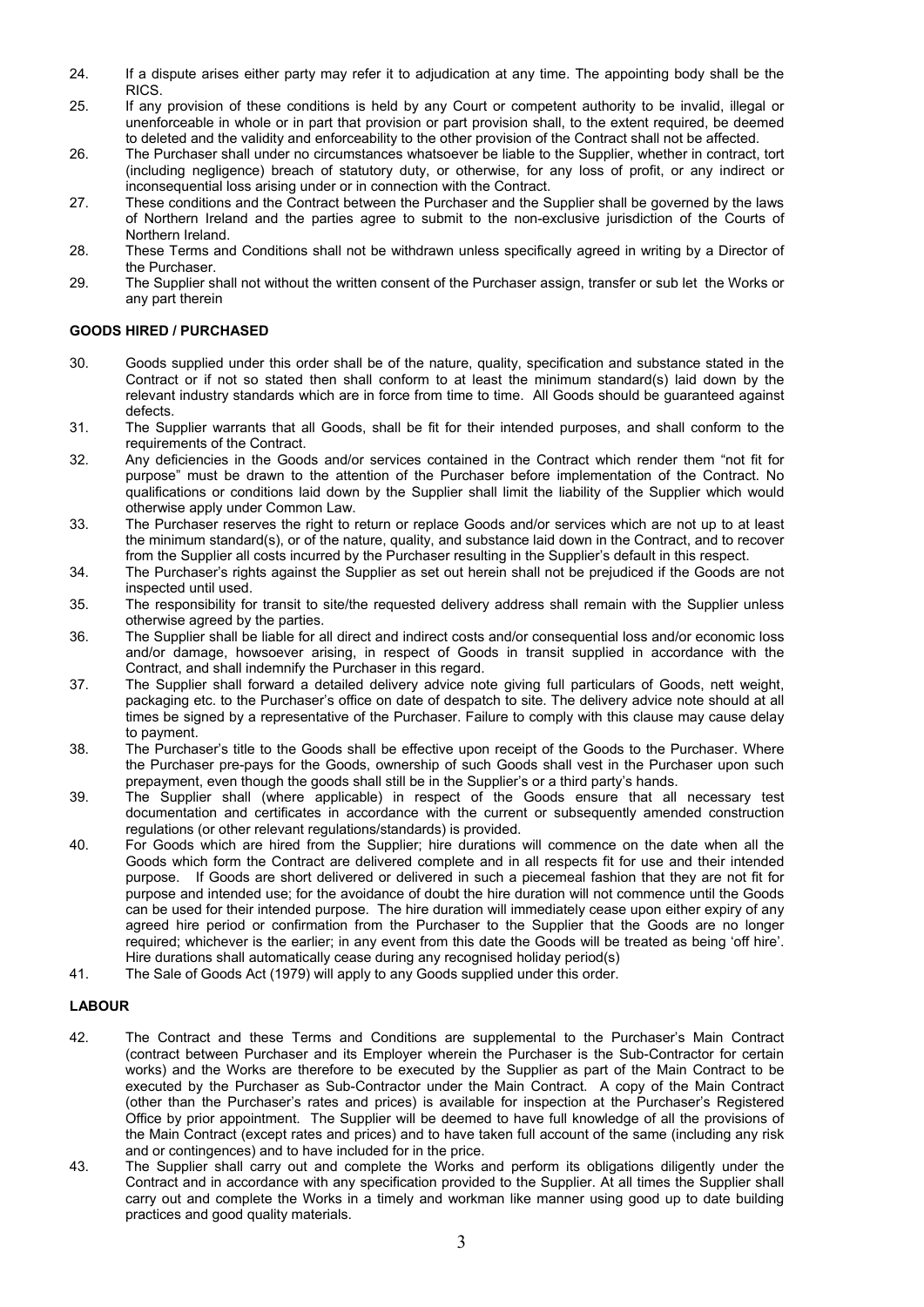24. If a dispute arises either party may refer it to adjudication at any time. The appointing body shall be the RICS.
25. If any provision of these conditions is held by any Court or competent authority to be invalid, illegal or unenforceable in whole or in part that provision or part provision shall, to the extent required, be deemed to deleted and the validity and enforceability to the other provision of the Contract shall not be affected.
26. The Purchaser shall under no circumstances whatsoever be liable to the Supplier, whether in contract, tort (including negligence) breach of statutory duty, or otherwise, for any loss of profit, or any indirect or inconsequential loss arising under or in connection with the Contract.
27. These conditions and the Contract between the Purchaser and the Supplier shall be governed by the laws of Northern Ireland and the parties agree to submit to the non-exclusive jurisdiction of the Courts of Northern Ireland.
28. These Terms and Conditions shall not be withdrawn unless specifically agreed in writing by a Director of the Purchaser.
29. The Supplier shall not without the written consent of the Purchaser assign, transfer or sub let the Works or any part therein

**GOODS HIRED / PURCHASED**

30. Goods supplied under this order shall be of the nature, quality, specification and substance stated in the Contract or if not so stated then shall conform to at least the minimum standard(s) laid down by the relevant industry standards which are in force from time to time. All Goods should be guaranteed against defects.
31. The Supplier warrants that all Goods, shall be fit for their intended purposes, and shall conform to the requirements of the Contract.
32. Any deficiencies in the Goods and/or services contained in the Contract which render them "not fit for purpose" must be drawn to the attention of the Purchaser before implementation of the Contract. No qualifications or conditions laid down by the Supplier shall limit the liability of the Supplier which would otherwise apply under Common Law.
33. The Purchaser reserves the right to return or replace Goods and/or services which are not up to at least the minimum standard(s), or of the nature, quality, and substance laid down in the Contract, and to recover from the Supplier all costs incurred by the Purchaser resulting in the Supplier's default in this respect.
34. The Purchaser's rights against the Supplier as set out herein shall not be prejudiced if the Goods are not inspected until used.
35. The responsibility for transit to site/the requested delivery address shall remain with the Supplier unless otherwise agreed by the parties.
36. The Supplier shall be liable for all direct and indirect costs and/or consequential loss and/or economic loss and/or damage, howsoever arising, in respect of Goods in transit supplied in accordance with the Contract, and shall indemnify the Purchaser in this regard.
37. The Supplier shall forward a detailed delivery advice note giving full particulars of Goods, nett weight, packaging etc. to the Purchaser's office on date of despatch to site. The delivery advice note should at all times be signed by a representative of the Purchaser. Failure to comply with this clause may cause delay to payment.
38. The Purchaser's title to the Goods shall be effective upon receipt of the Goods to the Purchaser. Where the Purchaser pre-pays for the Goods, ownership of such Goods shall vest in the Purchaser upon such prepayment, even though the goods shall still be in the Supplier's or a third party's hands.
39. The Supplier shall (where applicable) in respect of the Goods ensure that all necessary test documentation and certificates in accordance with the current or subsequently amended construction regulations (or other relevant regulations/standards) is provided.
40. For Goods which are hired from the Supplier; hire durations will commence on the date when all the Goods which form the Contract are delivered complete and in all respects fit for use and their intended purpose. If Goods are short delivered or delivered in such a piecemeal fashion that they are not fit for purpose and intended use; for the avoidance of doubt the hire duration will not commence until the Goods can be used for their intended purpose. The hire duration will immediately cease upon either expiry of any agreed hire period or confirmation from the Purchaser to the Supplier that the Goods are no longer required; whichever is the earlier; in any event from this date the Goods will be treated as being 'off hire'. Hire durations shall automatically cease during any recognised holiday period(s)
41. The Sale of Goods Act (1979) will apply to any Goods supplied under this order.

**LABOUR**

42. The Contract and these Terms and Conditions are supplemental to the Purchaser's Main Contract (contract between Purchaser and its Employer wherein the Purchaser is the Sub-Contractor for certain works) and the Works are therefore to be executed by the Supplier as part of the Main Contract to be executed by the Purchaser as Sub-Contractor under the Main Contract. A copy of the Main Contract (other than the Purchaser's rates and prices) is available for inspection at the Purchaser's Registered Office by prior appointment. The Supplier will be deemed to have full knowledge of all the provisions of the Main Contract (except rates and prices) and to have taken full account of the same (including any risk and or contingences) and to have included for in the price.
43. The Supplier shall carry out and complete the Works and perform its obligations diligently under the Contract and in accordance with any specification provided to the Supplier. At all times the Supplier shall carry out and complete the Works in a timely and workman like manner using good up to date building practices and good quality materials.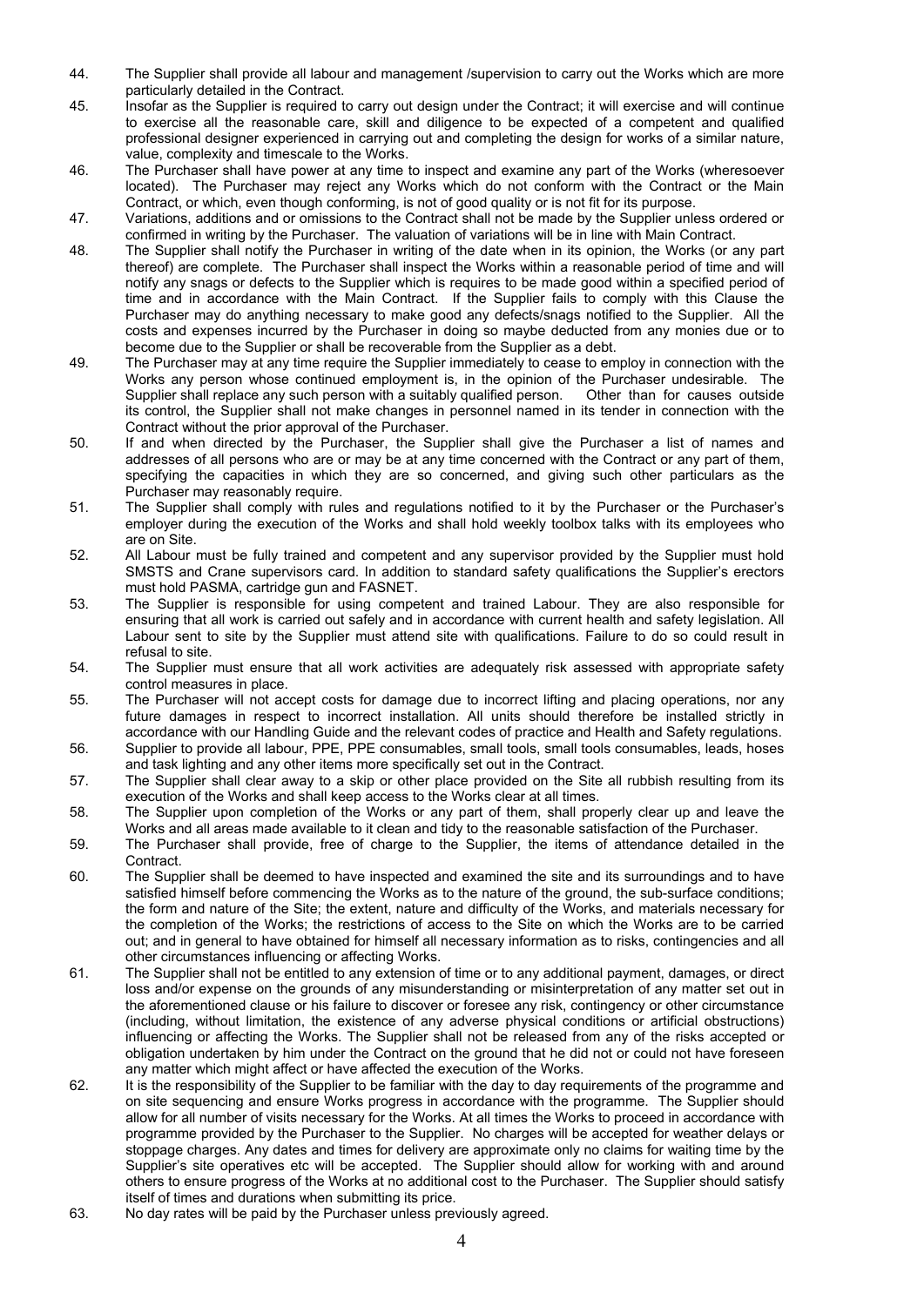44. The Supplier shall provide all labour and management /supervision to carry out the Works which are more particularly detailed in the Contract.
45. Insofar as the Supplier is required to carry out design under the Contract; it will exercise and will continue to exercise all the reasonable care, skill and diligence to be expected of a competent and qualified professional designer experienced in carrying out and completing the design for works of a similar nature, value, complexity and timescale to the Works.
46. The Purchaser shall have power at any time to inspect and examine any part of the Works (wheresoever located). The Purchaser may reject any Works which do not conform with the Contract or the Main Contract, or which, even though conforming, is not of good quality or is not fit for its purpose.
47. Variations, additions and or omissions to the Contract shall not be made by the Supplier unless ordered or confirmed in writing by the Purchaser. The valuation of variations will be in line with Main Contract.
48. The Supplier shall notify the Purchaser in writing of the date when in its opinion, the Works (or any part thereof) are complete. The Purchaser shall inspect the Works within a reasonable period of time and will notify any snags or defects to the Supplier which is requires to be made good within a specified period of time and in accordance with the Main Contract. If the Supplier fails to comply with this Clause the Purchaser may do anything necessary to make good any defects/snags notified to the Supplier. All the costs and expenses incurred by the Purchaser in doing so maybe deducted from any monies due or to become due to the Supplier or shall be recoverable from the Supplier as a debt.
49. The Purchaser may at any time require the Supplier immediately to cease to employ in connection with the Works any person whose continued employment is, in the opinion of the Purchaser undesirable. The Supplier shall replace any such person with a suitably qualified person. Other than for causes outside its control, the Supplier shall not make changes in personnel named in its tender in connection with the Contract without the prior approval of the Purchaser.
50. If and when directed by the Purchaser, the Supplier shall give the Purchaser a list of names and addresses of all persons who are or may be at any time concerned with the Contract or any part of them, specifying the capacities in which they are so concerned, and giving such other particulars as the Purchaser may reasonably require.
51. The Supplier shall comply with rules and regulations notified to it by the Purchaser or the Purchaser's employer during the execution of the Works and shall hold weekly toolbox talks with its employees who are on Site.
52. All Labour must be fully trained and competent and any supervisor provided by the Supplier must hold SMSTS and Crane supervisors card. In addition to standard safety qualifications the Supplier's erectors must hold PASMA, cartridge gun and FASNET.
53. The Supplier is responsible for using competent and trained Labour. They are also responsible for ensuring that all work is carried out safely and in accordance with current health and safety legislation. All Labour sent to site by the Supplier must attend site with qualifications. Failure to do so could result in refusal to site.
54. The Supplier must ensure that all work activities are adequately risk assessed with appropriate safety control measures in place.
55. The Purchaser will not accept costs for damage due to incorrect lifting and placing operations, nor any future damages in respect to incorrect installation. All units should therefore be installed strictly in accordance with our Handling Guide and the relevant codes of practice and Health and Safety regulations.
56. Supplier to provide all labour, PPE, PPE consumables, small tools, small tools consumables, leads, hoses and task lighting and any other items more specifically set out in the Contract.
57. The Supplier shall clear away to a skip or other place provided on the Site all rubbish resulting from its execution of the Works and shall keep access to the Works clear at all times.
58. The Supplier upon completion of the Works or any part of them, shall properly clear up and leave the Works and all areas made available to it clean and tidy to the reasonable satisfaction of the Purchaser.
59. The Purchaser shall provide, free of charge to the Supplier, the items of attendance detailed in the Contract.
60. The Supplier shall be deemed to have inspected and examined the site and its surroundings and to have satisfied himself before commencing the Works as to the nature of the ground, the sub-surface conditions; the form and nature of the Site; the extent, nature and difficulty of the Works, and materials necessary for the completion of the Works; the restrictions of access to the Site on which the Works are to be carried out; and in general to have obtained for himself all necessary information as to risks, contingencies and all other circumstances influencing or affecting Works.
61. The Supplier shall not be entitled to any extension of time or to any additional payment, damages, or direct loss and/or expense on the grounds of any misunderstanding or misinterpretation of any matter set out in the aforementioned clause or his failure to discover or foresee any risk, contingency or other circumstance (including, without limitation, the existence of any adverse physical conditions or artificial obstructions) influencing or affecting the Works. The Supplier shall not be released from any of the risks accepted or obligation undertaken by him under the Contract on the ground that he did not or could not have foreseen any matter which might affect or have affected the execution of the Works.
62. It is the responsibility of the Supplier to be familiar with the day to day requirements of the programme and on site sequencing and ensure Works progress in accordance with the programme. The Supplier should allow for all number of visits necessary for the Works. At all times the Works to proceed in accordance with programme provided by the Purchaser to the Supplier. No charges will be accepted for weather delays or stoppage charges. Any dates and times for delivery are approximate only no claims for waiting time by the Supplier's site operatives etc will be accepted. The Supplier should allow for working with and around others to ensure progress of the Works at no additional cost to the Purchaser. The Supplier should satisfy itself of times and durations when submitting its price.
63. No day rates will be paid by the Purchaser unless previously agreed.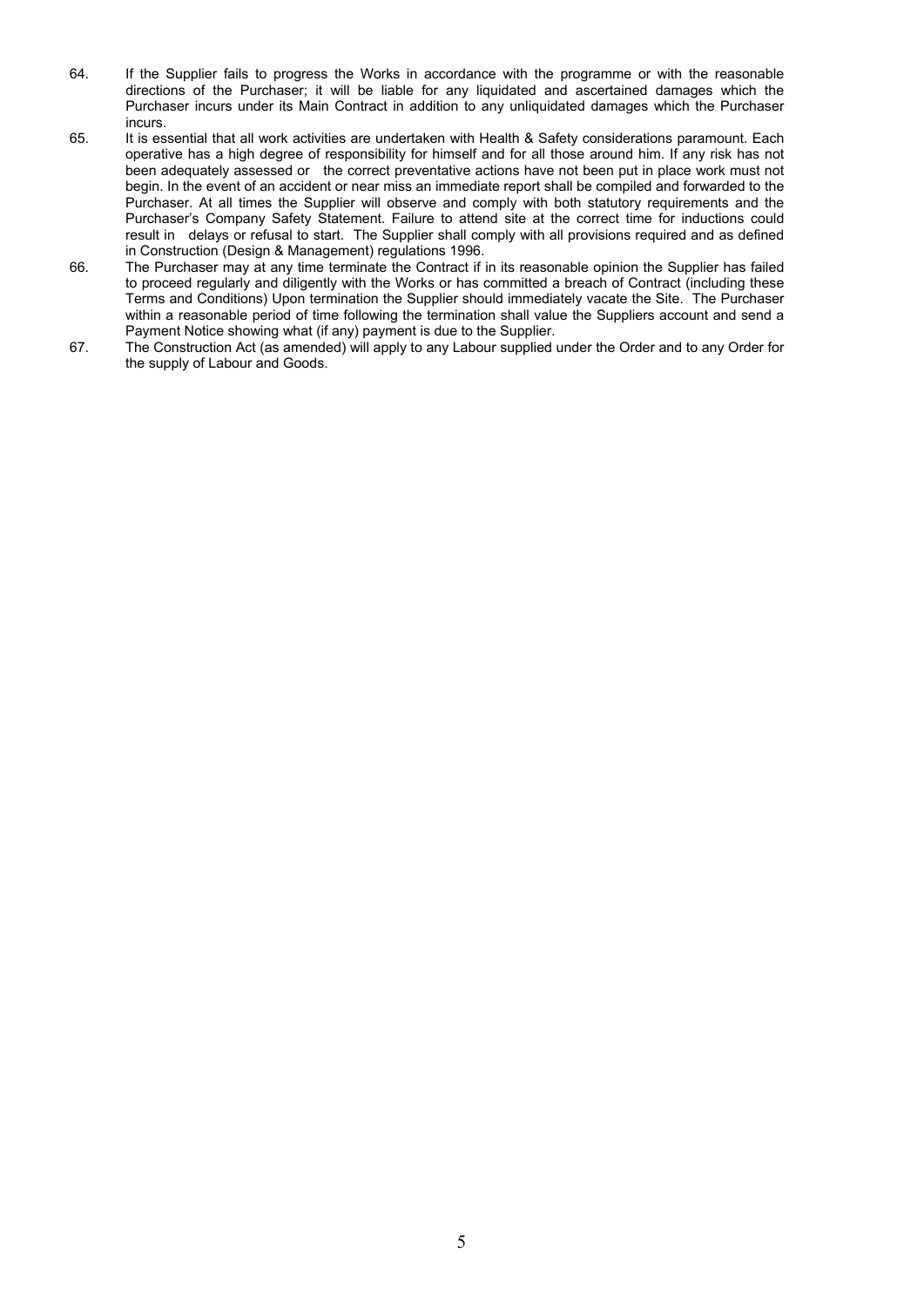64. If the Supplier fails to progress the Works in accordance with the programme or with the reasonable directions of the Purchaser; it will be liable for any liquidated and ascertained damages which the Purchaser incurs under its Main Contract in addition to any unliquidated damages which the Purchaser incurs.

65. It is essential that all work activities are undertaken with Health & Safety considerations paramount. Each operative has a high degree of responsibility for himself and for all those around him. If any risk has not been adequately assessed or the correct preventative actions have not been put in place work must not begin. In the event of an accident or near miss an immediate report shall be compiled and forwarded to the Purchaser. At all times the Supplier will observe and comply with both statutory requirements and the Purchaser's Company Safety Statement. Failure to attend site at the correct time for inductions could result in delays or refusal to start. The Supplier shall comply with all provisions required and as defined in Construction (Design & Management) regulations 1996.

66. The Purchaser may at any time terminate the Contract if in its reasonable opinion the Supplier has failed to proceed regularly and diligently with the Works or has committed a breach of Contract (including these Terms and Conditions) Upon termination the Supplier should immediately vacate the Site. The Purchaser within a reasonable period of time following the termination shall value the Suppliers account and send a Payment Notice showing what (if any) payment is due to the Supplier.

67. The Construction Act (as amended) will apply to any Labour supplied under the Order and to any Order for the supply of Labour and Goods.